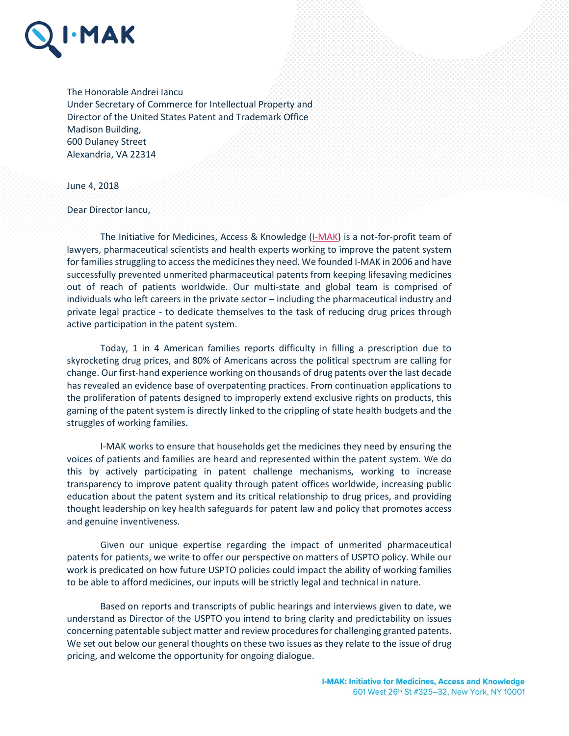I·MAK

The Honorable Andrei Iancu
Under Secretary of Commerce for Intellectual Property and
Director of the United States Patent and Trademark Office
Madison Building,
600 Dulaney Street
Alexandria, VA 22314

June 4, 2018

Dear Director Iancu,

The Initiative for Medicines, Access & Knowledge (I-MAK) is a not-for-profit team of lawyers, pharmaceutical scientists and health experts working to improve the patent system for families struggling to access the medicines they need. We founded I-MAK in 2006 and have successfully prevented unmerited pharmaceutical patents from keeping lifesaving medicines out of reach of patients worldwide. Our multi-state and global team is comprised of individuals who left careers in the private sector – including the pharmaceutical industry and private legal practice - to dedicate themselves to the task of reducing drug prices through active participation in the patent system.

Today, 1 in 4 American families reports difficulty in filling a prescription due to skyrocketing drug prices, and 80% of Americans across the political spectrum are calling for change. Our first-hand experience working on thousands of drug patents over the last decade has revealed an evidence base of overpatenting practices. From continuation applications to the proliferation of patents designed to improperly extend exclusive rights on products, this gaming of the patent system is directly linked to the crippling of state health budgets and the struggles of working families.

I-MAK works to ensure that households get the medicines they need by ensuring the voices of patients and families are heard and represented within the patent system. We do this by actively participating in patent challenge mechanisms, working to increase transparency to improve patent quality through patent offices worldwide, increasing public education about the patent system and its critical relationship to drug prices, and providing thought leadership on key health safeguards for patent law and policy that promotes access and genuine inventiveness.

Given our unique expertise regarding the impact of unmerited pharmaceutical patents for patients, we write to offer our perspective on matters of USPTO policy. While our work is predicated on how future USPTO policies could impact the ability of working families to be able to afford medicines, our inputs will be strictly legal and technical in nature.

Based on reports and transcripts of public hearings and interviews given to date, we understand as Director of the USPTO you intend to bring clarity and predictability on issues concerning patentable subject matter and review procedures for challenging granted patents. We set out below our general thoughts on these two issues as they relate to the issue of drug pricing, and welcome the opportunity for ongoing dialogue.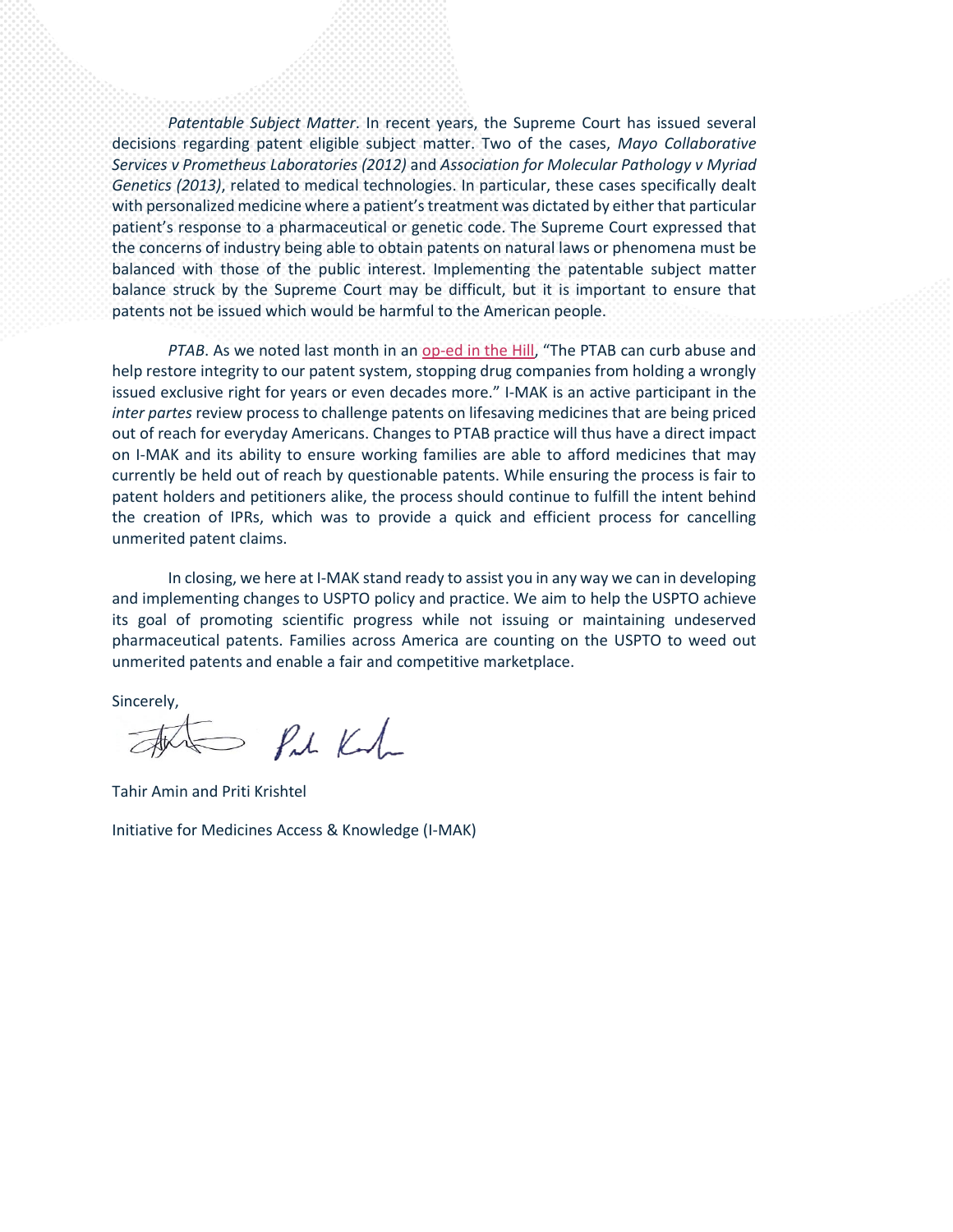*Patentable Subject Matter*. In recent years, the Supreme Court has issued several decisions regarding patent eligible subject matter. Two of the cases, *Mayo Collaborative Services v Prometheus Laboratories (2012)* and *Association for Molecular Pathology v Myriad Genetics (2013)*, related to medical technologies. In particular, these cases specifically dealt with personalized medicine where a patient's treatment was dictated by either that particular patient's response to a pharmaceutical or genetic code. The Supreme Court expressed that the concerns of industry being able to obtain patents on natural laws or phenomena must be balanced with those of the public interest. Implementing the patentable subject matter balance struck by the Supreme Court may be difficult, but it is important to ensure that patents not be issued which would be harmful to the American people.

*PTAB*. As we noted last month in an op-ed in the Hill, "The PTAB can curb abuse and help restore integrity to our patent system, stopping drug companies from holding a wrongly issued exclusive right for years or even decades more." I-MAK is an active participant in the *inter partes* review process to challenge patents on lifesaving medicines that are being priced out of reach for everyday Americans. Changes to PTAB practice will thus have a direct impact on I-MAK and its ability to ensure working families are able to afford medicines that may currently be held out of reach by questionable patents. While ensuring the process is fair to patent holders and petitioners alike, the process should continue to fulfill the intent behind the creation of IPRs, which was to provide a quick and efficient process for cancelling unmerited patent claims.

In closing, we here at I-MAK stand ready to assist you in any way we can in developing and implementing changes to USPTO policy and practice. We aim to help the USPTO achieve its goal of promoting scientific progress while not issuing or maintaining undeserved pharmaceutical patents. Families across America are counting on the USPTO to weed out unmerited patents and enable a fair and competitive marketplace.

Sincerely,

Tahir Amin and Priti Krishtel

Initiative for Medicines Access & Knowledge (I-MAK)